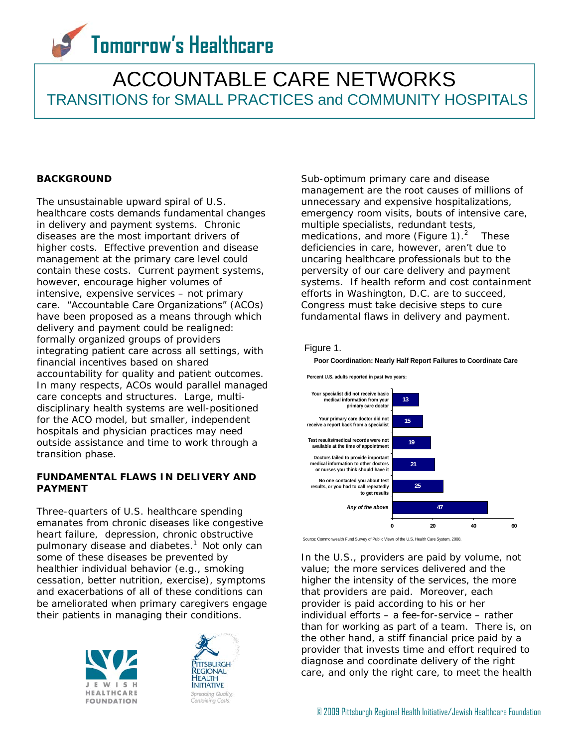# Tomorrow's Healthcare

# ACCOUNTABLE CARE NETWORKS

## TRANSITIONS for SMALL PRACTICES and COMMUNITY HOSPITALS

### BACKGROUND

The unsustainable upward spiral of U.S. healthcare costs demands fundamental changes in delivery and payment systems. Chronic diseases are the most important drivers of higher costs. Effective prevention and disease management at the primary care level could contain these costs. Current payment systems, however, encourage higher volumes of intensive, expensive services – not primary care. "Accountable Care Organizations" (ACOs) have been proposed as a means through which delivery and payment could be realigned: formally organized groups of providers integrating patient care across all settings, with financial incentives based on shared accountability for quality and patient outcomes. In many respects, ACOs would parallel managed care concepts and structures. Large, multi-disciplinary health systems are well-positioned for the ACO model, but smaller, independent hospitals and physician practices may need outside assistance and time to work through a transition phase.

### FUNDAMENTAL FLAWS IN DELIVERY AND PAYMENT

Three-quarters of U.S. healthcare spending emanates from chronic diseases like congestive heart failure, depression, chronic obstructive pulmonary disease and diabetes.[1] Not only can some of these diseases be prevented by healthier individual behavior (e.g., smoking cessation, better nutrition, exercise), symptoms and exacerbations of all of these conditions can be ameliorated when primary caregivers engage their patients in managing their conditions.

Sub-optimum primary care and disease management are the root causes of millions of unnecessary and expensive hospitalizations, emergency room visits, bouts of intensive care, multiple specialists, redundant tests, medications, and more (Figure 1).[2] These deficiencies in care, however, aren't due to uncaring healthcare professionals but to the perversity of our care delivery and payment systems. If health reform and cost containment efforts in Washington, D.C. are to succeed, Congress must take decisive steps to cure fundamental flaws in delivery and payment.

Figure 1.

**Poor Coordination: Nearly Half Report Failures to Coordinate Care**

Percent U.S. adults reported in past two years:

| Item | Percent |
|---|---|
| Your specialist did not receive basic medical information from your primary care doctor | 13 |
| Your primary care doctor did not receive a report back from a specialist | 15 |
| Test results/medical records were not available at the time of appointment | 19 |
| Doctors failed to provide important medical information to other doctors or nurses you think should have it | 21 |
| No one contacted you about test results, or you had to call repeatedly to get results | 25 |
| *Any of the above* | 47 |

Source: Commonwealth Fund Survey of Public Views of the U.S. Health Care System, 2008.

In the U.S., providers are paid by volume, not value; the more services delivered and the higher the intensity of the services, the more that providers are paid. Moreover, each provider is paid according to his or her individual efforts – a fee-for-service – rather than for working as part of a team. There is, on the other hand, a stiff financial price paid by a provider that invests time and effort required to diagnose and coordinate delivery of the right care, and only the right care, to meet the health

JEWISH HEALTHCARE FOUNDATION

PITTSBURGH REGIONAL HEALTH INITIATIVE — Spreading Quality, Containing Costs.

© 2009 Pittsburgh Regional Health Initiative/Jewish Healthcare Foundation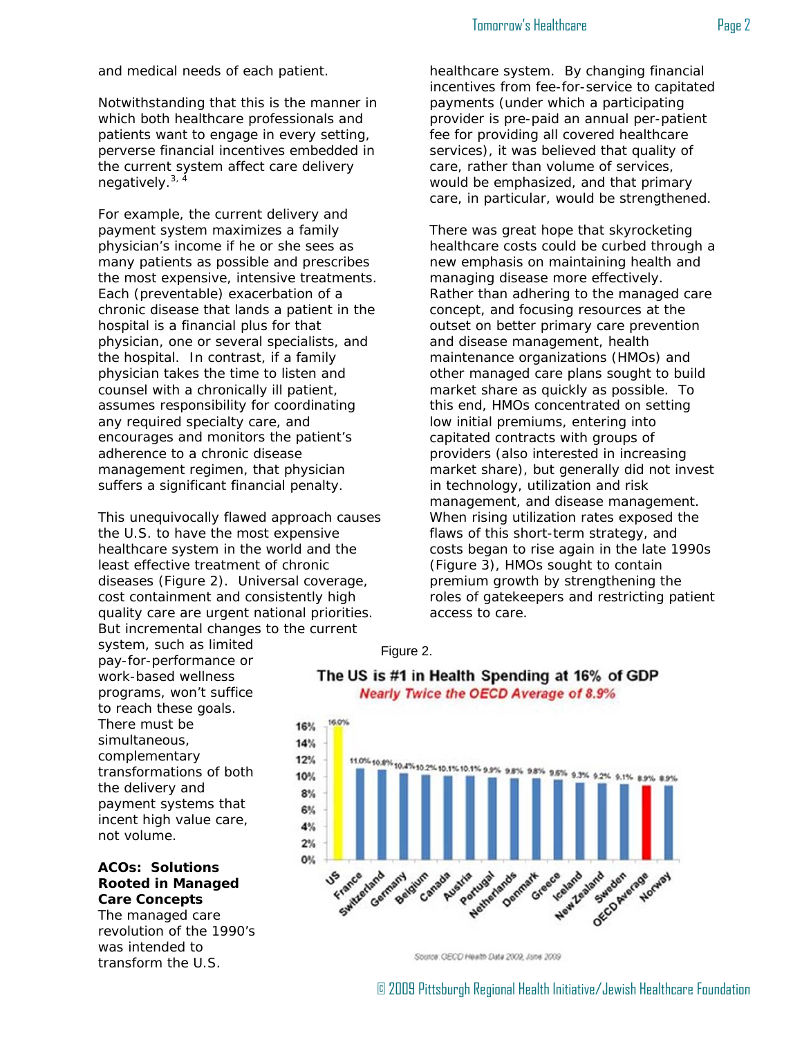and medical needs of each patient.

Notwithstanding that this is the manner in which both healthcare professionals and patients want to engage in every setting, perverse financial incentives embedded in the current system affect care delivery negatively.[3, 4]

For example, the current delivery and payment system maximizes a family physician's income if he or she sees as many patients as possible and prescribes the most expensive, intensive treatments. Each (preventable) exacerbation of a chronic disease that lands a patient in the hospital is a financial plus for that physician, one or several specialists, and the hospital. In contrast, if a family physician takes the time to listen and counsel with a chronically ill patient, assumes responsibility for coordinating any required specialty care, and encourages and monitors the patient's adherence to a chronic disease management regimen, that physician suffers a significant financial penalty.

This unequivocally flawed approach causes the U.S. to have the most expensive healthcare system in the world and the least effective treatment of chronic diseases (Figure 2). Universal coverage, cost containment and consistently high quality care are urgent national priorities. But incremental changes to the current system, such as limited pay-for-performance or work-based wellness programs, won't suffice to reach these goals. There must be simultaneous, complementary transformations of both the delivery and payment systems that incent high value care, not volume.

**ACOs: Solutions Rooted in Managed Care Concepts**

The managed care revolution of the 1990's was intended to transform the U.S. healthcare system. By changing financial incentives from fee-for-service to capitated payments (under which a participating provider is pre-paid an annual per-patient fee for providing all covered healthcare services), it was believed that quality of care, rather than volume of services, would be emphasized, and that primary care, in particular, would be strengthened.

There was great hope that skyrocketing healthcare costs could be curbed through a new emphasis on maintaining health and managing disease more effectively. Rather than adhering to the managed care concept, and focusing resources at the outset on better primary care prevention and disease management, health maintenance organizations (HMOs) and other managed care plans sought to build market share as quickly as possible. To this end, HMOs concentrated on setting low initial premiums, entering into capitated contracts with groups of providers (also interested in increasing market share), but generally did not invest in technology, utilization and risk management, and disease management. When rising utilization rates exposed the flaws of this short-term strategy, and costs began to rise again in the late 1990s (Figure 3), HMOs sought to contain premium growth by strengthening the roles of gatekeepers and restricting patient access to care.

Figure 2.

**The US is #1 in Health Spending at 16% of GDP**
*Nearly Twice the OECD Average of 8.9%*

| Country | Health Spending (% of GDP) |
|---|---|
| US | 16.0% |
| France | 11.0% |
| Switzerland | 10.8% |
| Germany | 10.4% |
| Belgium | 10.2% |
| Canada | 10.1% |
| Austria | 10.1% |
| Portugal | 9.9% |
| Netherlands | 9.8% |
| Denmark | 9.8% |
| Greece | 9.6% |
| Iceland | 9.3% |
| New Zealand | 9.2% |
| Sweden | 9.1% |
| OECD Average | 8.9% |
| Norway | 8.9% |

Source: OECD Health Data 2009, June 2009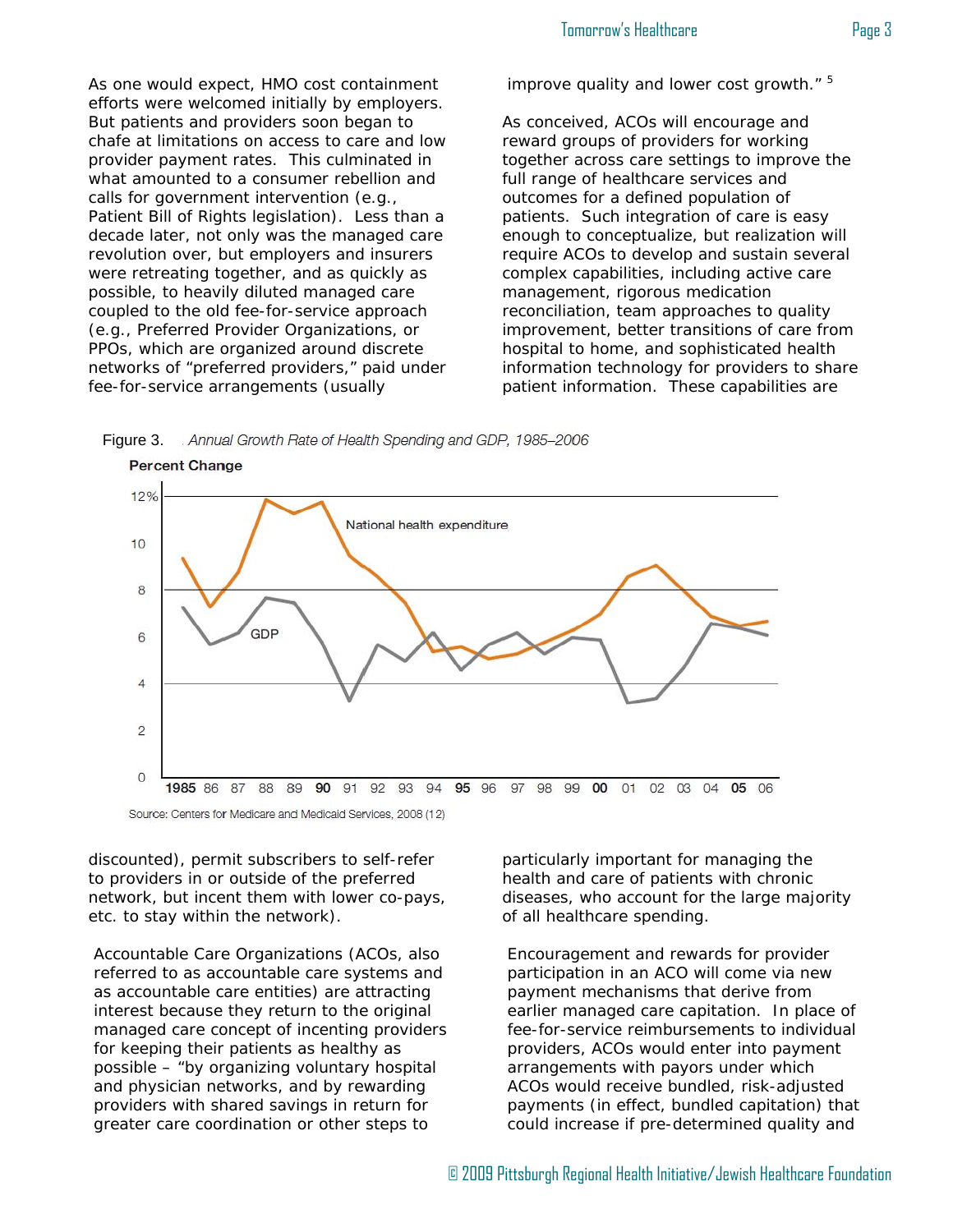As one would expect, HMO cost containment efforts were welcomed initially by employers. But patients and providers soon began to chafe at limitations on access to care and low provider payment rates. This culminated in what amounted to a consumer rebellion and calls for government intervention (e.g., Patient Bill of Rights legislation). Less than a decade later, not only was the managed care revolution over, but employers and insurers were retreating together, and as quickly as possible, to heavily diluted managed care coupled to the old fee-for-service approach (e.g., Preferred Provider Organizations, or PPOs, which are organized around discrete networks of "preferred providers," paid under fee-for-service arrangements (usually discounted), permit subscribers to self-refer to providers in or outside of the preferred network, but incent them with lower co-pays, etc. to stay within the network).

Accountable Care Organizations (ACOs, also referred to as accountable care systems and as accountable care entities) are attracting interest because they return to the original managed care concept of incenting providers for keeping their patients as healthy as possible – "by organizing voluntary hospital and physician networks, and by rewarding providers with shared savings in return for greater care coordination or other steps to improve quality and lower cost growth."[5]

As conceived, ACOs will encourage and reward groups of providers for working together across care settings to improve the full range of healthcare services and outcomes for a defined population of patients. Such integration of care is easy enough to conceptualize, but realization will require ACOs to develop and sustain several complex capabilities, including active care management, rigorous medication reconciliation, team approaches to quality improvement, better transitions of care from hospital to home, and sophisticated health information technology for providers to share patient information. These capabilities are particularly important for managing the health and care of patients with chronic diseases, who account for the large majority of all healthcare spending.

Encouragement and rewards for provider participation in an ACO will come via new payment mechanisms that derive from earlier managed care capitation. In place of fee-for-service reimbursements to individual providers, ACOs would enter into payment arrangements with payors under which ACOs would receive bundled, risk-adjusted payments (in effect, bundled capitation) that could increase if pre-determined quality and

Figure 3. *Annual Growth Rate of Health Spending and GDP, 1985–2006*

Source: Centers for Medicare and Medicaid Services, 2008 (12)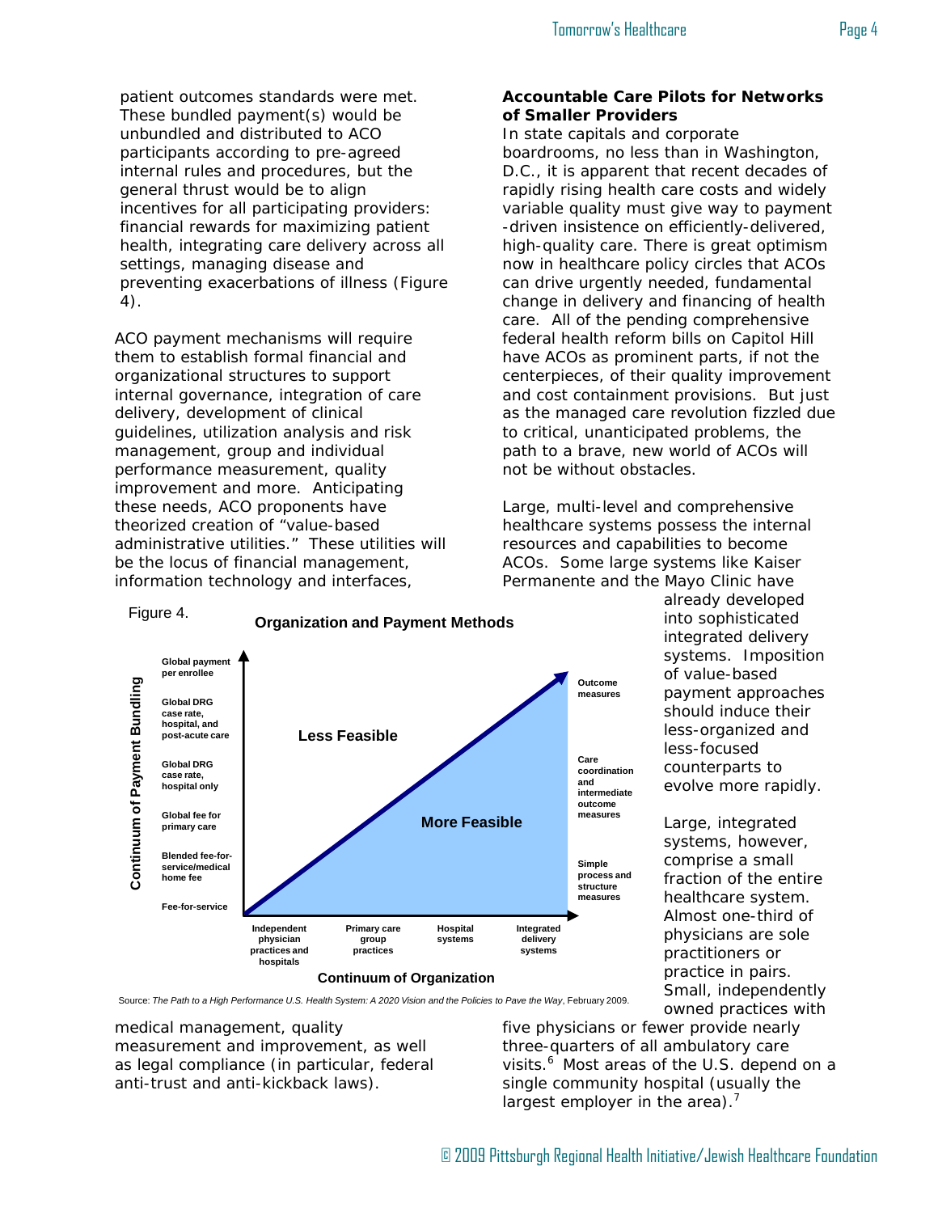patient outcomes standards were met. These bundled payment(s) would be unbundled and distributed to ACO participants according to pre-agreed internal rules and procedures, but the general thrust would be to align incentives for all participating providers: financial rewards for maximizing patient health, integrating care delivery across all settings, managing disease and preventing exacerbations of illness (Figure 4).

ACO payment mechanisms will require them to establish formal financial and organizational structures to support internal governance, integration of care delivery, development of clinical guidelines, utilization analysis and risk management, group and individual performance measurement, quality improvement and more. Anticipating these needs, ACO proponents have theorized creation of "value-based administrative utilities." These utilities will be the locus of financial management, information technology and interfaces, medical management, quality measurement and improvement, as well as legal compliance (in particular, federal anti-trust and anti-kickback laws).

Figure 4.

**Organization and Payment Methods**

Continuum of Payment Bundling (vertical axis, bottom to top): Fee-for-service; Blended fee-for-service/medical home fee; Global fee for primary care; Global DRG case rate, hospital only; Global DRG case rate, hospital, and post-acute care; Global payment per enrollee

Continuum of Organization (horizontal axis, left to right): Independent physician practices and hospitals; Primary care group practices; Hospital systems; Integrated delivery systems

Right side (bottom to top): Simple process and structure measures; Care coordination and intermediate outcome measures; Outcome measures

Regions: Less Feasible (above diagonal); More Feasible (below diagonal)

Source: *The Path to a High Performance U.S. Health System: A 2020 Vision and the Policies to Pave the Way*, February 2009.

### Accountable Care Pilots for Networks of Smaller Providers

In state capitals and corporate boardrooms, no less than in Washington, D.C., it is apparent that recent decades of rapidly rising health care costs and widely variable quality must give way to payment-driven insistence on efficiently-delivered, high-quality care. There is great optimism now in healthcare policy circles that ACOs can drive urgently needed, fundamental change in delivery and financing of health care. All of the pending comprehensive federal health reform bills on Capitol Hill have ACOs as prominent parts, if not the centerpieces, of their quality improvement and cost containment provisions. But just as the managed care revolution fizzled due to critical, unanticipated problems, the path to a brave, new world of ACOs will not be without obstacles.

Large, multi-level and comprehensive healthcare systems possess the internal resources and capabilities to become ACOs. Some large systems like Kaiser Permanente and the Mayo Clinic have already developed into sophisticated integrated delivery systems. Imposition of value-based payment approaches should induce their less-organized and less-focused counterparts to evolve more rapidly.

Large, integrated systems, however, comprise a small fraction of the entire healthcare system. Almost one-third of physicians are sole practitioners or practice in pairs. Small, independently owned practices with five physicians or fewer provide nearly three-quarters of all ambulatory care visits.[6] Most areas of the U.S. depend on a single community hospital (usually the largest employer in the area).[7]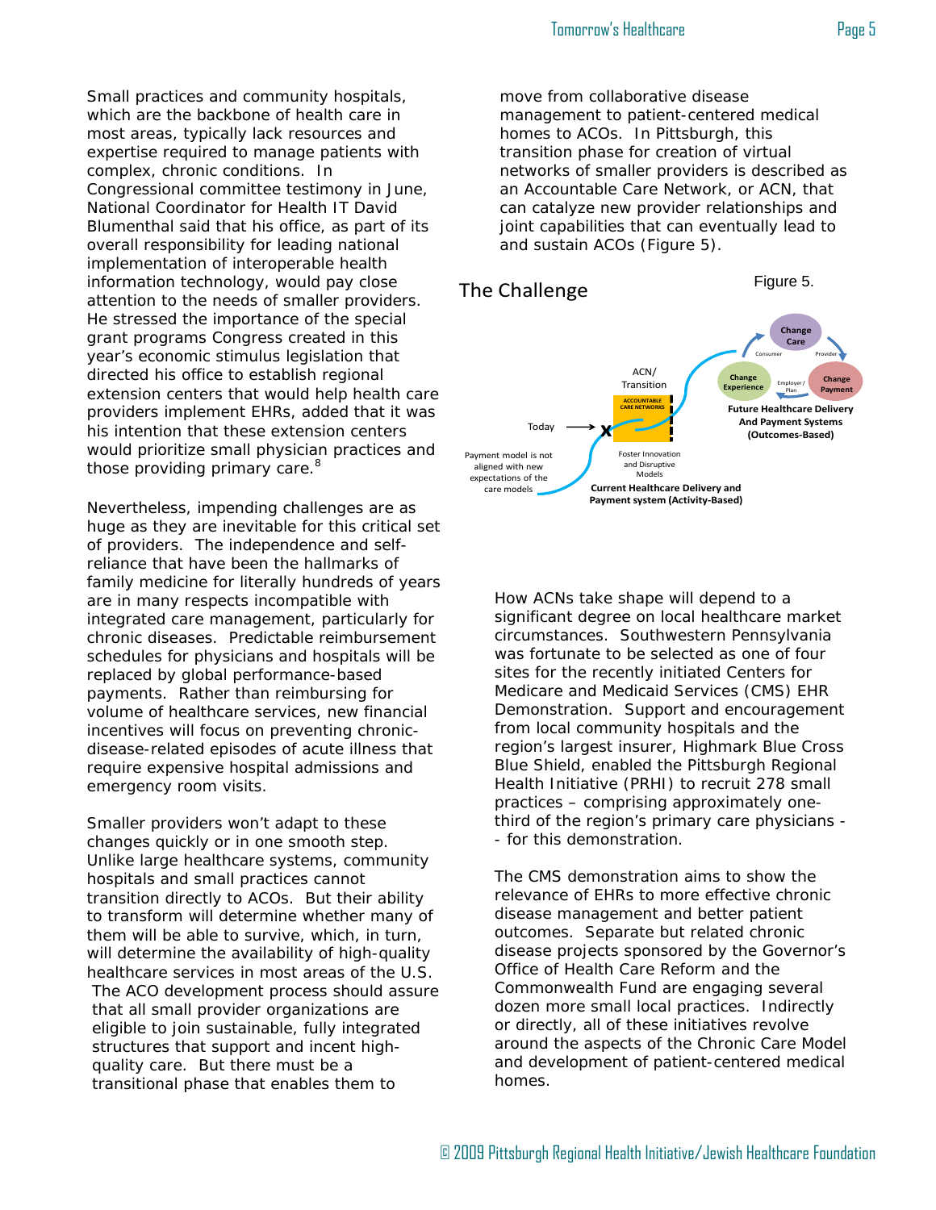Small practices and community hospitals, which are the backbone of health care in most areas, typically lack resources and expertise required to manage patients with complex, chronic conditions. In Congressional committee testimony in June, National Coordinator for Health IT David Blumenthal said that his office, as part of its overall responsibility for leading national implementation of interoperable health information technology, would pay close attention to the needs of smaller providers. He stressed the importance of the special grant programs Congress created in this year's economic stimulus legislation that directed his office to establish regional extension centers that would help health care providers implement EHRs, added that it was his intention that these extension centers would prioritize small physician practices and those providing primary care.[8]

Nevertheless, impending challenges are as huge as they are inevitable for this critical set of providers. The independence and self-reliance that have been the hallmarks of family medicine for literally hundreds of years are in many respects incompatible with integrated care management, particularly for chronic diseases. Predictable reimbursement schedules for physicians and hospitals will be replaced by global performance-based payments. Rather than reimbursing for volume of healthcare services, new financial incentives will focus on preventing chronic-disease-related episodes of acute illness that require expensive hospital admissions and emergency room visits.

Smaller providers won't adapt to these changes quickly or in one smooth step. Unlike large healthcare systems, community hospitals and small practices cannot transition directly to ACOs. But their ability to transform will determine whether many of them will be able to survive, which, in turn, will determine the availability of high-quality healthcare services in most areas of the U.S. The ACO development process should assure that all small provider organizations are eligible to join sustainable, fully integrated structures that support and incent high-quality care. But there must be a transitional phase that enables them to move from collaborative disease management to patient-centered medical homes to ACOs. In Pittsburgh, this transition phase for creation of virtual networks of smaller providers is described as an Accountable Care Network, or ACN, that can catalyze new provider relationships and joint capabilities that can eventually lead to and sustain ACOs (Figure 5).

## The Challenge

Figure 5.

Today → X — ACN/Transition — ACCOUNTABLE CARE NETWORKS

Payment model is not aligned with new expectations of the care models

Foster Innovation and Disruptive Models

**Current Healthcare Delivery and Payment system (Activity-Based)**

Change Care — Change Experience — Change Payment (Consumer, Provider, Employer/Plan)

**Future Healthcare Delivery And Payment Systems (Outcomes-Based)**

How ACNs take shape will depend to a significant degree on local healthcare market circumstances. Southwestern Pennsylvania was fortunate to be selected as one of four sites for the recently initiated Centers for Medicare and Medicaid Services (CMS) EHR Demonstration. Support and encouragement from local community hospitals and the region's largest insurer, Highmark Blue Cross Blue Shield, enabled the Pittsburgh Regional Health Initiative (PRHI) to recruit 278 small practices – comprising approximately one-third of the region's primary care physicians -- for this demonstration.

The CMS demonstration aims to show the relevance of EHRs to more effective chronic disease management and better patient outcomes. Separate but related chronic disease projects sponsored by the Governor's Office of Health Care Reform and the Commonwealth Fund are engaging several dozen more small local practices. Indirectly or directly, all of these initiatives revolve around the aspects of the Chronic Care Model and development of patient-centered medical homes.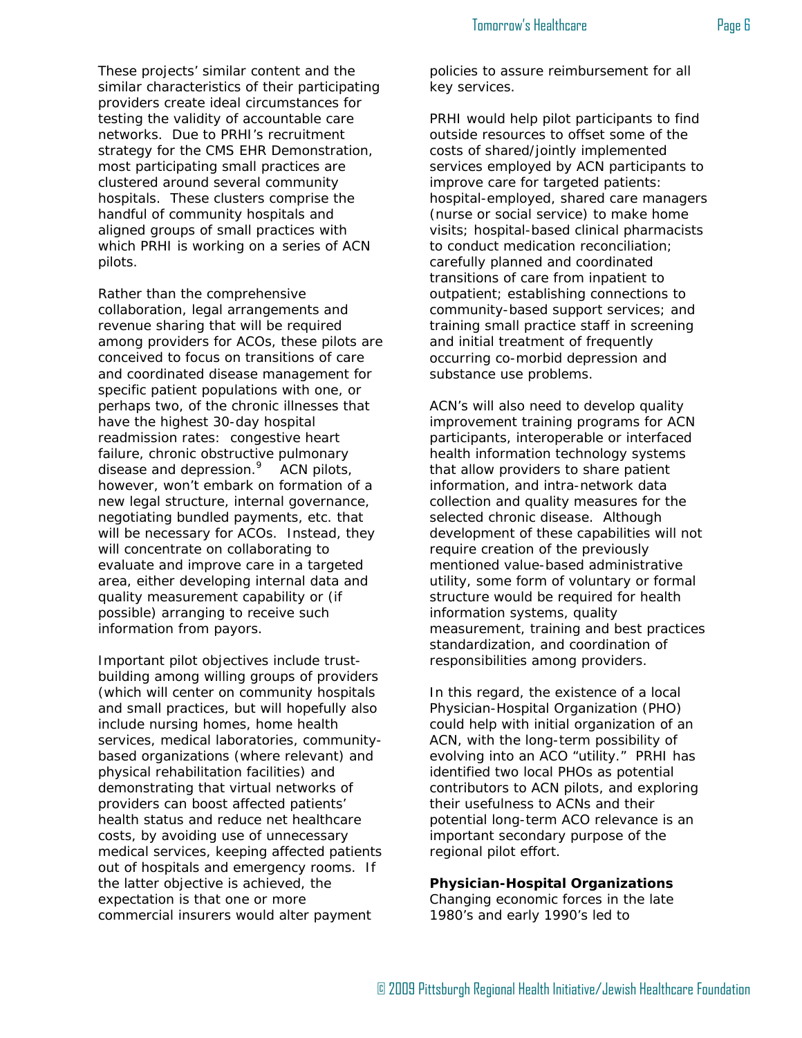These projects' similar content and the similar characteristics of their participating providers create ideal circumstances for testing the validity of accountable care networks. Due to PRHI's recruitment strategy for the CMS EHR Demonstration, most participating small practices are clustered around several community hospitals. These clusters comprise the handful of community hospitals and aligned groups of small practices with which PRHI is working on a series of ACN pilots.

Rather than the comprehensive collaboration, legal arrangements and revenue sharing that will be required among providers for ACOs, these pilots are conceived to focus on transitions of care and coordinated disease management for specific patient populations with one, or perhaps two, of the chronic illnesses that have the highest 30-day hospital readmission rates: congestive heart failure, chronic obstructive pulmonary disease and depression.[9] ACN pilots, however, won't embark on formation of a new legal structure, internal governance, negotiating bundled payments, etc. that will be necessary for ACOs. Instead, they will concentrate on collaborating to evaluate and improve care in a targeted area, either developing internal data and quality measurement capability or (if possible) arranging to receive such information from payors.

Important pilot objectives include trust-building among willing groups of providers (which will center on community hospitals and small practices, but will hopefully also include nursing homes, home health services, medical laboratories, community-based organizations (where relevant) and physical rehabilitation facilities) and demonstrating that virtual networks of providers can boost affected patients' health status and reduce net healthcare costs, by avoiding use of unnecessary medical services, keeping affected patients out of hospitals and emergency rooms. If the latter objective is achieved, the expectation is that one or more commercial insurers would alter payment policies to assure reimbursement for all key services.

PRHI would help pilot participants to find outside resources to offset some of the costs of shared/jointly implemented services employed by ACN participants to improve care for targeted patients: hospital-employed, shared care managers (nurse or social service) to make home visits; hospital-based clinical pharmacists to conduct medication reconciliation; carefully planned and coordinated transitions of care from inpatient to outpatient; establishing connections to community-based support services; and training small practice staff in screening and initial treatment of frequently occurring co-morbid depression and substance use problems.

ACN's will also need to develop quality improvement training programs for ACN participants, interoperable or interfaced health information technology systems that allow providers to share patient information, and intra-network data collection and quality measures for the selected chronic disease. Although development of these capabilities will not require creation of the previously mentioned value-based administrative utility, some form of voluntary or formal structure would be required for health information systems, quality measurement, training and best practices standardization, and coordination of responsibilities among providers.

In this regard, the existence of a local Physician-Hospital Organization (PHO) could help with initial organization of an ACN, with the long-term possibility of evolving into an ACO "utility." PRHI has identified two local PHOs as potential contributors to ACN pilots, and exploring their usefulness to ACNs and their potential long-term ACO relevance is an important secondary purpose of the regional pilot effort.

**Physician-Hospital Organizations**

Changing economic forces in the late 1980's and early 1990's led to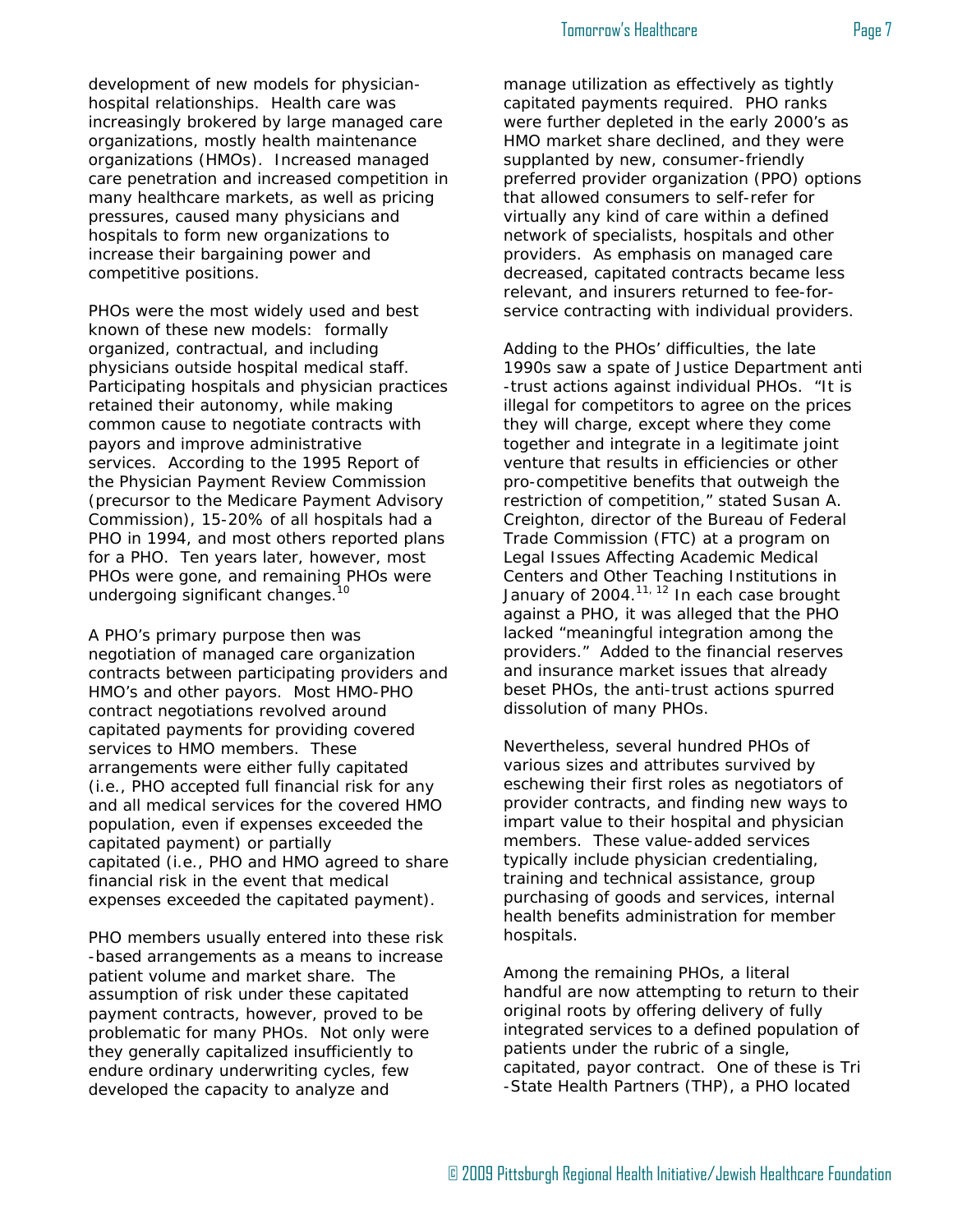development of new models for physician-hospital relationships. Health care was increasingly brokered by large managed care organizations, mostly health maintenance organizations (HMOs). Increased managed care penetration and increased competition in many healthcare markets, as well as pricing pressures, caused many physicians and hospitals to form new organizations to increase their bargaining power and competitive positions.

PHOs were the most widely used and best known of these new models: formally organized, contractual, and including physicians outside hospital medical staff. Participating hospitals and physician practices retained their autonomy, while making common cause to negotiate contracts with payors and improve administrative services. According to the 1995 Report of the Physician Payment Review Commission (precursor to the Medicare Payment Advisory Commission), 15-20% of all hospitals had a PHO in 1994, and most others reported plans for a PHO. Ten years later, however, most PHOs were gone, and remaining PHOs were undergoing significant changes.[10]

A PHO's primary purpose then was negotiation of managed care organization contracts between participating providers and HMO's and other payors. Most HMO-PHO contract negotiations revolved around capitated payments for providing covered services to HMO members. These arrangements were either fully capitated (i.e., PHO accepted full financial risk for any and all medical services for the covered HMO population, even if expenses exceeded the capitated payment) or partially capitated (i.e., PHO and HMO agreed to share financial risk in the event that medical expenses exceeded the capitated payment).

PHO members usually entered into these risk-based arrangements as a means to increase patient volume and market share. The assumption of risk under these capitated payment contracts, however, proved to be problematic for many PHOs. Not only were they generally capitalized insufficiently to endure ordinary underwriting cycles, few developed the capacity to analyze and manage utilization as effectively as tightly capitated payments required. PHO ranks were further depleted in the early 2000's as HMO market share declined, and they were supplanted by new, consumer-friendly preferred provider organization (PPO) options that allowed consumers to self-refer for virtually any kind of care within a defined network of specialists, hospitals and other providers. As emphasis on managed care decreased, capitated contracts became less relevant, and insurers returned to fee-for-service contracting with individual providers.

Adding to the PHOs' difficulties, the late 1990s saw a spate of Justice Department anti-trust actions against individual PHOs. "It is illegal for competitors to agree on the prices they will charge, except where they come together and integrate in a legitimate joint venture that results in efficiencies or other pro-competitive benefits that outweigh the restriction of competition," stated Susan A. Creighton, director of the Bureau of Federal Trade Commission (FTC) at a program on Legal Issues Affecting Academic Medical Centers and Other Teaching Institutions in January of 2004.[11, 12] In each case brought against a PHO, it was alleged that the PHO lacked "meaningful integration among the providers." Added to the financial reserves and insurance market issues that already beset PHOs, the anti-trust actions spurred dissolution of many PHOs.

Nevertheless, several hundred PHOs of various sizes and attributes survived by eschewing their first roles as negotiators of provider contracts, and finding new ways to impart value to their hospital and physician members. These value-added services typically include physician credentialing, training and technical assistance, group purchasing of goods and services, internal health benefits administration for member hospitals.

Among the remaining PHOs, a literal handful are now attempting to return to their original roots by offering delivery of fully integrated services to a defined population of patients under the rubric of a single, capitated, payor contract. One of these is Tri-State Health Partners (THP), a PHO located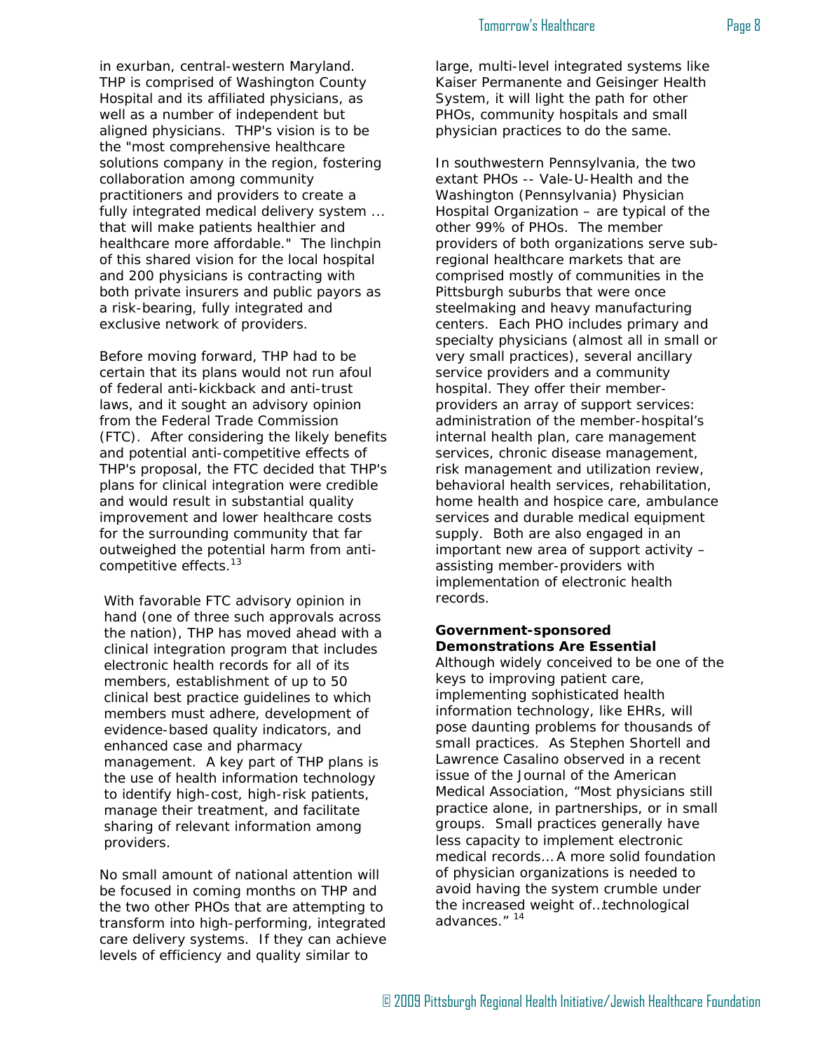in exurban, central-western Maryland. THP is comprised of Washington County Hospital and its affiliated physicians, as well as a number of independent but aligned physicians. THP's vision is to be the "most comprehensive healthcare solutions company in the region, fostering collaboration among community practitioners and providers to create a fully integrated medical delivery system ... that will make patients healthier and healthcare more affordable." The linchpin of this shared vision for the local hospital and 200 physicians is contracting with both private insurers and public payors as a risk-bearing, fully integrated and exclusive network of providers.

Before moving forward, THP had to be certain that its plans would not run afoul of federal anti-kickback and anti-trust laws, and it sought an advisory opinion from the Federal Trade Commission (FTC). After considering the likely benefits and potential anti-competitive effects of THP's proposal, the FTC decided that THP's plans for clinical integration were credible and would result in substantial quality improvement and lower healthcare costs for the surrounding community that far outweighed the potential harm from anti-competitive effects.[13]

With favorable FTC advisory opinion in hand (one of three such approvals across the nation), THP has moved ahead with a clinical integration program that includes electronic health records for all of its members, establishment of up to 50 clinical best practice guidelines to which members must adhere, development of evidence-based quality indicators, and enhanced case and pharmacy management. A key part of THP plans is the use of health information technology to identify high-cost, high-risk patients, manage their treatment, and facilitate sharing of relevant information among providers.

No small amount of national attention will be focused in coming months on THP and the two other PHOs that are attempting to transform into high-performing, integrated care delivery systems. If they can achieve levels of efficiency and quality similar to large, multi-level integrated systems like Kaiser Permanente and Geisinger Health System, it will light the path for other PHOs, community hospitals and small physician practices to do the same.

In southwestern Pennsylvania, the two extant PHOs -- Vale-U-Health and the Washington (Pennsylvania) Physician Hospital Organization – are typical of the other 99% of PHOs. The member providers of both organizations serve sub-regional healthcare markets that are comprised mostly of communities in the Pittsburgh suburbs that were once steelmaking and heavy manufacturing centers. Each PHO includes primary and specialty physicians (almost all in small or very small practices), several ancillary service providers and a community hospital. They offer their member-providers an array of support services: administration of the member-hospital's internal health plan, care management services, chronic disease management, risk management and utilization review, behavioral health services, rehabilitation, home health and hospice care, ambulance services and durable medical equipment supply. Both are also engaged in an important new area of support activity – assisting member-providers with implementation of electronic health records.

**Government-sponsored Demonstrations Are Essential**

Although widely conceived to be one of the keys to improving patient care, implementing sophisticated health information technology, like EHRs, will pose daunting problems for thousands of small practices. As Stephen Shortell and Lawrence Casalino observed in a recent issue of the Journal of the American Medical Association, "Most physicians still practice alone, in partnerships, or in small groups. Small practices generally have less capacity to implement electronic medical records… A more solid foundation of physician organizations is needed to avoid having the system crumble under the increased weight of…technological advances." [14]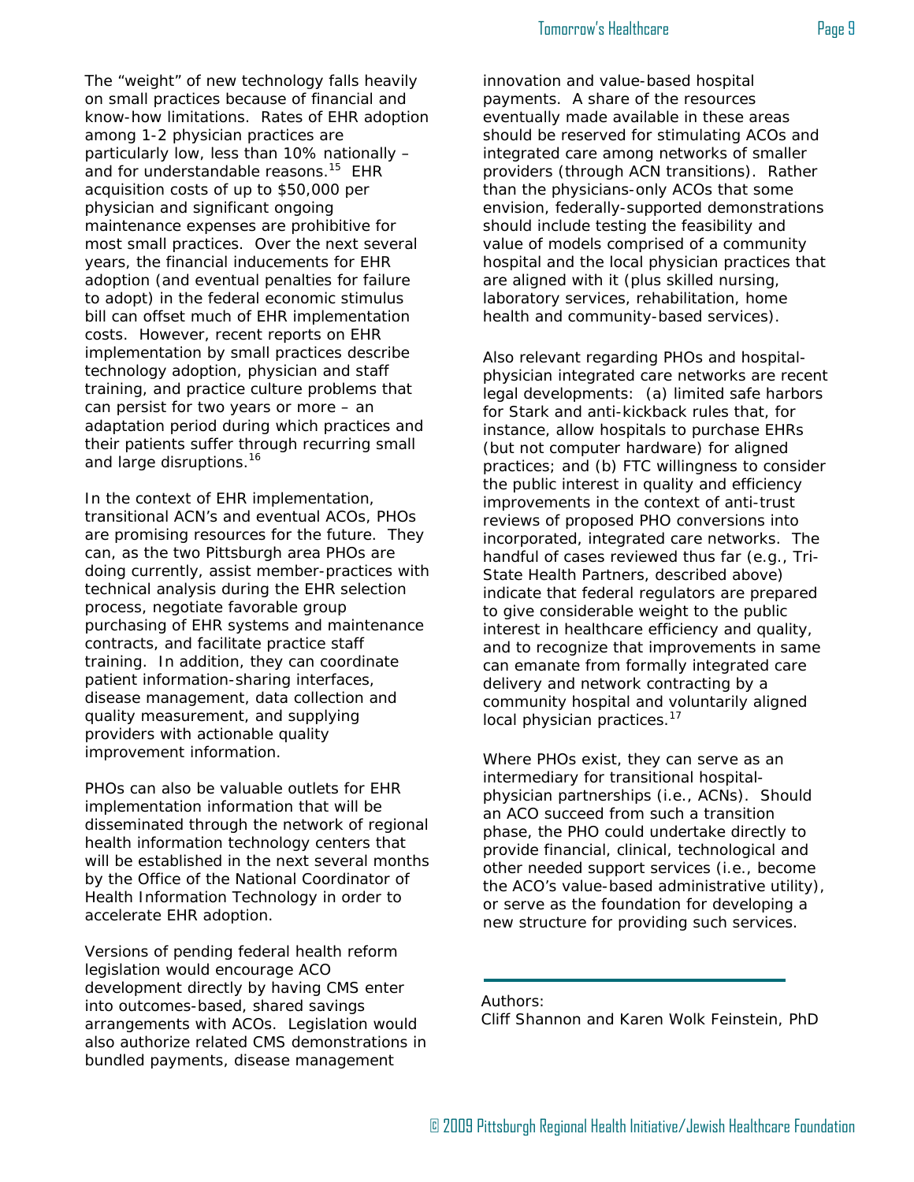The “weight” of new technology falls heavily on small practices because of financial and know-how limitations. Rates of EHR adoption among 1-2 physician practices are particularly low, less than 10% nationally – and for understandable reasons.[15] EHR acquisition costs of up to $50,000 per physician and significant ongoing maintenance expenses are prohibitive for most small practices. Over the next several years, the financial inducements for EHR adoption (and eventual penalties for failure to adopt) in the federal economic stimulus bill can offset much of EHR implementation costs. However, recent reports on EHR implementation by small practices describe technology adoption, physician and staff training, and practice culture problems that can persist for two years or more – an adaptation period during which practices and their patients suffer through recurring small and large disruptions.[16]

In the context of EHR implementation, transitional ACN's and eventual ACOs, PHOs are promising resources for the future. They can, as the two Pittsburgh area PHOs are doing currently, assist member-practices with technical analysis during the EHR selection process, negotiate favorable group purchasing of EHR systems and maintenance contracts, and facilitate practice staff training. In addition, they can coordinate patient information-sharing interfaces, disease management, data collection and quality measurement, and supplying providers with actionable quality improvement information.

PHOs can also be valuable outlets for EHR implementation information that will be disseminated through the network of regional health information technology centers that will be established in the next several months by the Office of the National Coordinator of Health Information Technology in order to accelerate EHR adoption.

Versions of pending federal health reform legislation would encourage ACO development directly by having CMS enter into outcomes-based, shared savings arrangements with ACOs. Legislation would also authorize related CMS demonstrations in bundled payments, disease management innovation and value-based hospital payments. A share of the resources eventually made available in these areas should be reserved for stimulating ACOs and integrated care among networks of smaller providers (through ACN transitions). Rather than the physicians-only ACOs that some envision, federally-supported demonstrations should include testing the feasibility and value of models comprised of a community hospital and the local physician practices that are aligned with it (plus skilled nursing, laboratory services, rehabilitation, home health and community-based services).

Also relevant regarding PHOs and hospital-physician integrated care networks are recent legal developments: (a) limited safe harbors for Stark and anti-kickback rules that, for instance, allow hospitals to purchase EHRs (but not computer hardware) for aligned practices; and (b) FTC willingness to consider the public interest in quality and efficiency improvements in the context of anti-trust reviews of proposed PHO conversions into incorporated, integrated care networks. The handful of cases reviewed thus far (e.g., Tri-State Health Partners, described above) indicate that federal regulators are prepared to give considerable weight to the public interest in healthcare efficiency and quality, and to recognize that improvements in same can emanate from formally integrated care delivery and network contracting by a community hospital and voluntarily aligned local physician practices.[17]

Where PHOs exist, they can serve as an intermediary for transitional hospital-physician partnerships (i.e., ACNs). Should an ACO succeed from such a transition phase, the PHO could undertake directly to provide financial, clinical, technological and other needed support services (i.e., become the ACO's value-based administrative utility), or serve as the foundation for developing a new structure for providing such services.

---

Authors:
Cliff Shannon and Karen Wolk Feinstein, PhD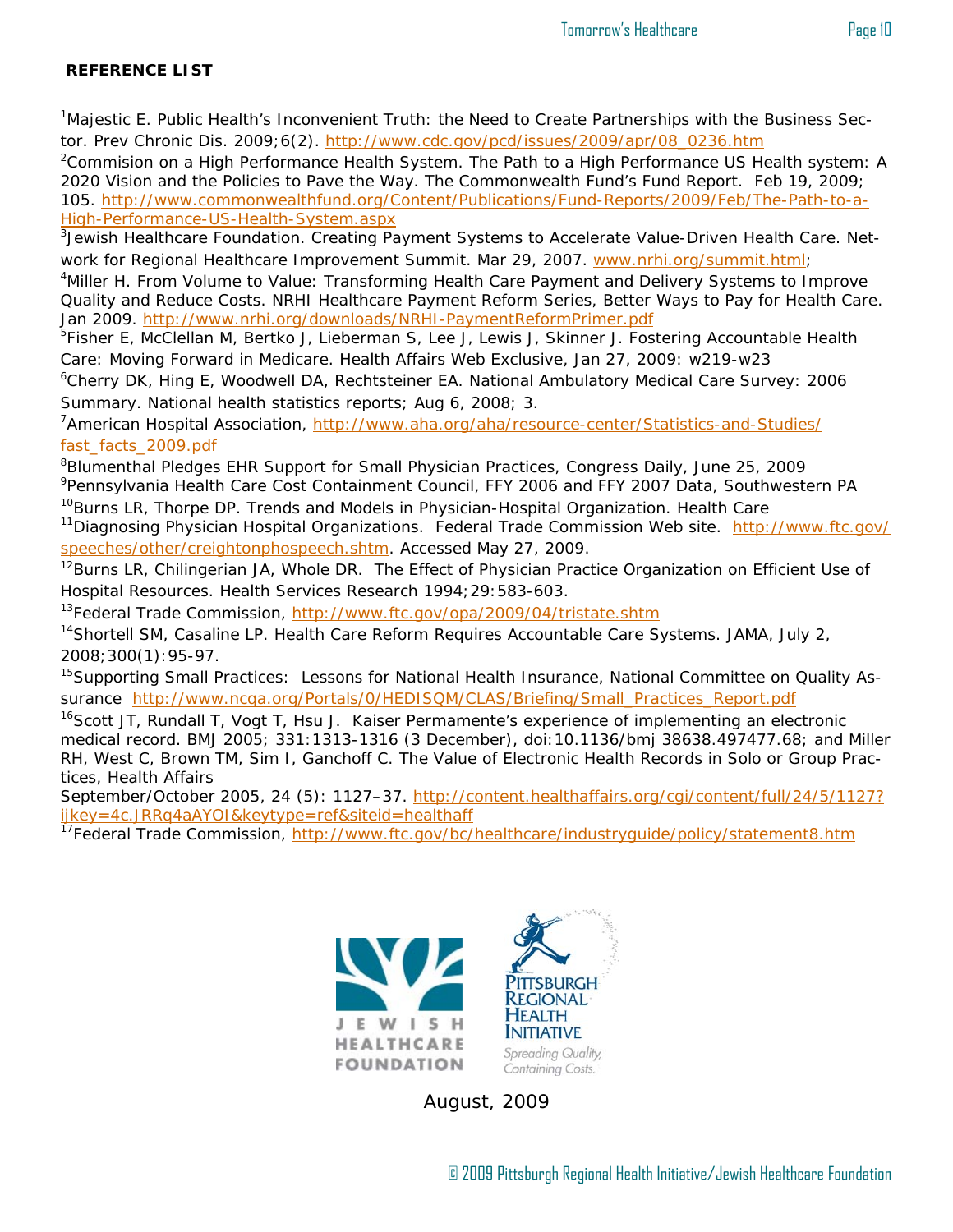**REFERENCE LIST**

[1]Majestic E. Public Health's Inconvenient Truth: the Need to Create Partnerships with the Business Sector. Prev Chronic Dis. 2009;6(2). http://www.cdc.gov/pcd/issues/2009/apr/08_0236.htm

[2]Commision on a High Performance Health System. The Path to a High Performance US Health system: A 2020 Vision and the Policies to Pave the Way. The Commonwealth Fund's Fund Report. Feb 19, 2009; 105. http://www.commonwealthfund.org/Content/Publications/Fund-Reports/2009/Feb/The-Path-to-a-High-Performance-US-Health-System.aspx

[3]Jewish Healthcare Foundation. Creating Payment Systems to Accelerate Value-Driven Health Care. Network for Regional Healthcare Improvement Summit. Mar 29, 2007. www.nrhi.org/summit.html;

[4]Miller H. From Volume to Value: Transforming Health Care Payment and Delivery Systems to Improve Quality and Reduce Costs. NRHI Healthcare Payment Reform Series, Better Ways to Pay for Health Care. Jan 2009. http://www.nrhi.org/downloads/NRHI-PaymentReformPrimer.pdf

[5]Fisher E, McClellan M, Bertko J, Lieberman S, Lee J, Lewis J, Skinner J. Fostering Accountable Health Care: Moving Forward in Medicare. Health Affairs Web Exclusive, Jan 27, 2009: w219-w23

[6]Cherry DK, Hing E, Woodwell DA, Rechtsteiner EA. National Ambulatory Medical Care Survey: 2006 Summary. National health statistics reports; Aug 6, 2008; 3.

[7]American Hospital Association, http://www.aha.org/aha/resource-center/Statistics-and-Studies/fast_facts_2009.pdf

[8]Blumenthal Pledges EHR Support for Small Physician Practices, Congress Daily, June 25, 2009

[9]Pennsylvania Health Care Cost Containment Council, FFY 2006 and FFY 2007 Data, Southwestern PA

[10]Burns LR, Thorpe DP. Trends and Models in Physician-Hospital Organization. Health Care

[11]Diagnosing Physician Hospital Organizations. Federal Trade Commission Web site. http://www.ftc.gov/speeches/other/creightonphospeech.shtm. Accessed May 27, 2009.

[12]Burns LR, Chilingerian JA, Whole DR. The Effect of Physician Practice Organization on Efficient Use of Hospital Resources. Health Services Research 1994;29:583-603.

[13]Federal Trade Commission, http://www.ftc.gov/opa/2009/04/tristate.shtm

[14]Shortell SM, Casaline LP. Health Care Reform Requires Accountable Care Systems. JAMA, July 2, 2008;300(1):95-97.

[15]Supporting Small Practices: Lessons for National Health Insurance, National Committee on Quality Assurance http://www.ncqa.org/Portals/0/HEDISQM/CLAS/Briefing/Small_Practices_Report.pdf

[16]Scott JT, Rundall T, Vogt T, Hsu J. Kaiser Permamente's experience of implementing an electronic medical record. BMJ 2005; 331:1313-1316 (3 December), doi:10.1136/bmj 38638.497477.68; and Miller RH, West C, Brown TM, Sim I, Ganchoff C. The Value of Electronic Health Records in Solo or Group Practices, Health Affairs
September/October 2005, 24 (5): 1127–37. http://content.healthaffairs.org/cgi/content/full/24/5/1127?ijkey=4c.JRRq4aAYOI&keytype=ref&siteid=healthaff

[17]Federal Trade Commission, http://www.ftc.gov/bc/healthcare/industryguide/policy/statement8.htm

JEWISH HEALTHCARE FOUNDATION

PITTSBURGH REGIONAL HEALTH INITIATIVE

*Spreading Quality, Containing Costs.*

August, 2009

© 2009 Pittsburgh Regional Health Initiative/Jewish Healthcare Foundation